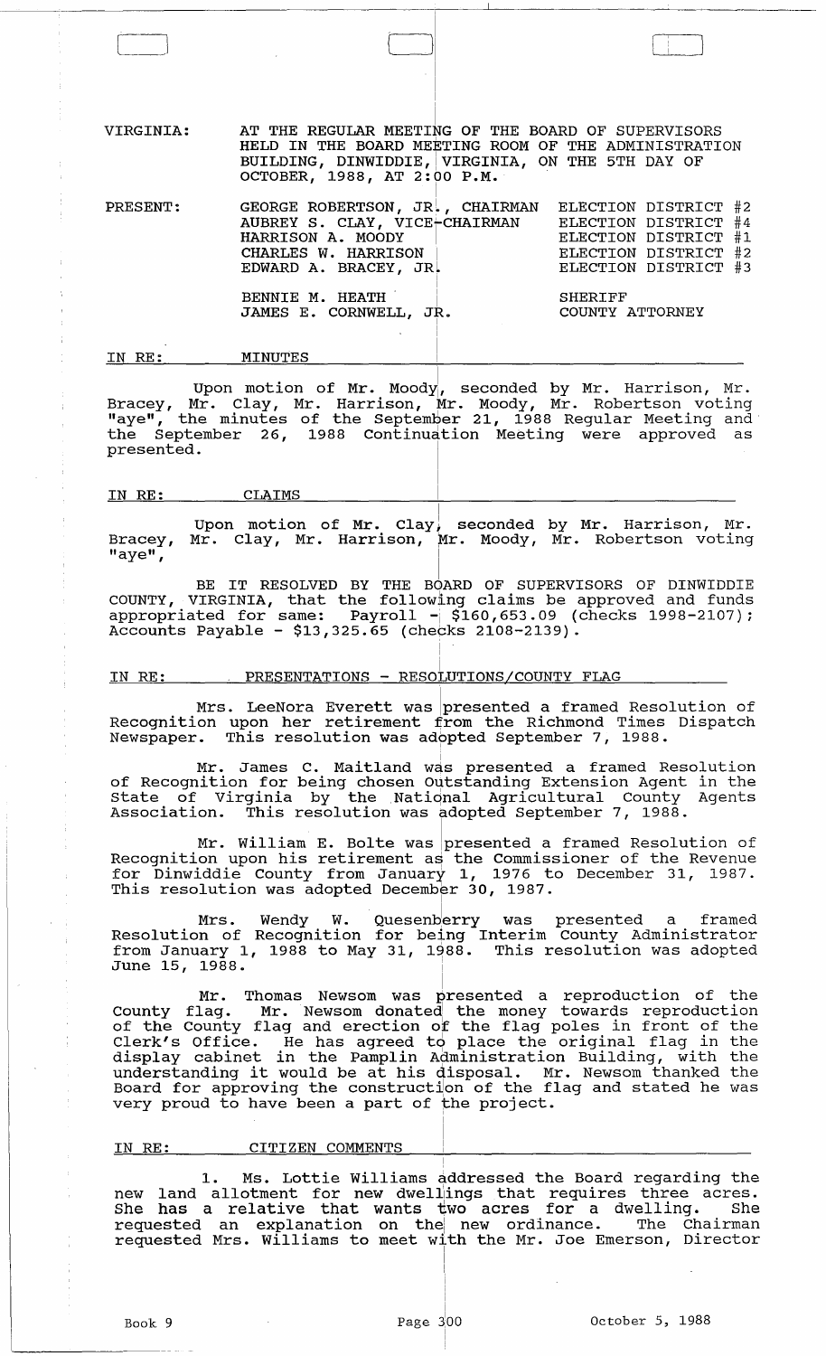VIRGINIA: AT THE REGULAR MEETING OF THE BOARD OF SUPERVISORS HELD IN THE BOARD MEETING ROOM OF THE ADMINISTRATION BUILDING, DINWIDDIE, VIRGINIA, ON THE 5TH DAY OF OCTOBER, 1988, AT 2:00 P.M.

| PRESENT: | | |
|---|---|---|
| | GEORGE ROBERTSON, JR., CHAIRMAN | ELECTION DISTRICT #2 |
| | AUBREY S. CLAY, VICE-CHAIRMAN | ELECTION DISTRICT #4 |
| | HARRISON A. MOODY | ELECTION DISTRICT #1 |
| | CHARLES W. HARRISON | ELECTION DISTRICT #2 |
| | EDWARD A. BRACEY, JR. | ELECTION DISTRICT #3 |
| | BENNIE M. HEATH | SHERIFF |
| | JAMES E. CORNWELL, JR. | COUNTY ATTORNEY |

## IN RE: MINUTES

Upon motion of Mr. Moody, seconded by Mr. Harrison, Mr. Bracey, Mr. Clay, Mr. Harrison, Mr. Moody, Mr. Robertson voting "aye", the minutes of the September 21, 1988 Regular Meeting and the September 26, 1988 Continuation Meeting were approved as presented.

## IN RE: CLAIMS

Upon motion of Mr. Clay, seconded by Mr. Harrison, Mr. Bracey, Mr. Clay, Mr. Harrison, Mr. Moody, Mr. Robertson voting "aye",

BE IT RESOLVED BY THE BOARD OF SUPERVISORS OF DINWIDDIE COUNTY, VIRGINIA, that the following claims be approved and funds appropriated for same: Payroll - $160,653.09 (checks 1998-2107); Accounts Payable - $13,325.65 (checks 2108-2139).

## IN RE: PRESENTATIONS - RESOLUTIONS/COUNTY FLAG

Mrs. LeeNora Everett was presented a framed Resolution of Recognition upon her retirement from the Richmond Times Dispatch Newspaper. This resolution was adopted September 7, 1988.

Mr. James C. Maitland was presented a framed Resolution of Recognition for being chosen Outstanding Extension Agent in the State of Virginia by the National Agricultural County Agents Association. This resolution was adopted September 7, 1988.

Mr. William E. Bolte was presented a framed Resolution of Recognition upon his retirement as the Commissioner of the Revenue for Dinwiddie County from January 1, 1976 to December 31, 1987. This resolution was adopted December 30, 1987.

Mrs. Wendy W. Quesenberry was presented a framed Resolution of Recognition for being Interim County Administrator from January 1, 1988 to May 31, 1988. This resolution was adopted June 15, 1988.

Mr. Thomas Newsom was presented a reproduction of the County flag. Mr. Newsom donated the money towards reproduction of the County flag and erection of the flag poles in front of the Clerk's Office. He has agreed to place the original flag in the display cabinet in the Pamplin Administration Building, with the understanding it would be at his disposal. Mr. Newsom thanked the Board for approving the construction of the flag and stated he was very proud to have been a part of the project.

## IN RE: CITIZEN COMMENTS

1. Ms. Lottie Williams addressed the Board regarding the new land allotment for new dwellings that requires three acres. She has a relative that wants two acres for a dwelling. She requested an explanation on the new ordinance. The Chairman requested Mrs. Williams to meet with the Mr. Joe Emerson, Director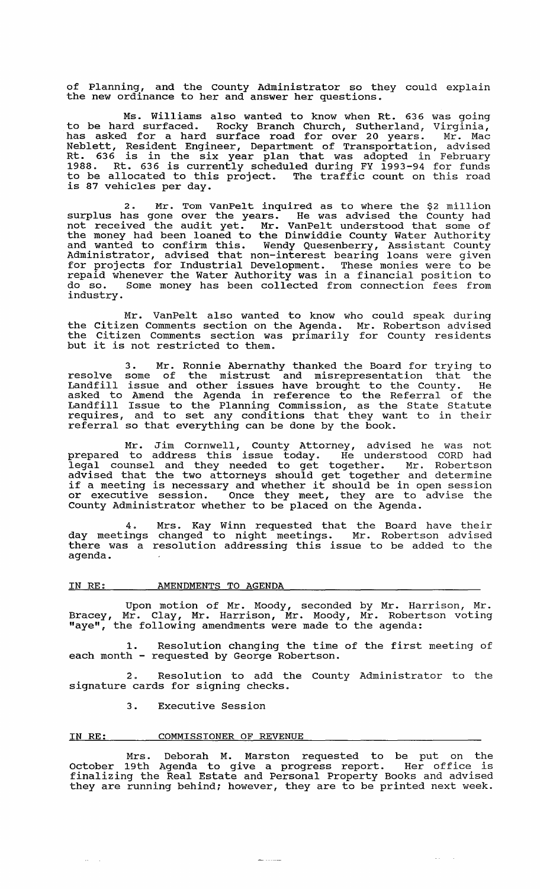of Planning, and the County Administrator so they could explain the new ordinance to her and answer her questions.

Ms. Williams also wanted to know when Rt. 636 was going to be hard surfaced. Rocky Branch Church, Sutherland, Virginia, has asked for a hard surface road for over 20 years. Mr. Mac Neblett, Resident Engineer, Department of Transportation, advised Rt. 636 is in the six year plan that was adopted in February 1988. Rt. 636 is currently scheduled during FY 1993-94 for funds to be allocated to this project. The traffic count on this road is 87 vehicles per day.

2. Mr. Tom VanPelt inquired as to where the $2 million surplus has gone over the years. He was advised the County had not received the audit yet. Mr. VanPelt understood that some of the money had been loaned to the Dinwiddie County Water Authority and wanted to confirm this. Wendy Quesenberry, Assistant County Administrator, advised that non-interest bearing loans were given for projects for Industrial Development. These monies were to be repaid whenever the Water Authority was in a financial position to do so. Some money has been collected from connection fees from industry.

Mr. VanPelt also wanted to know who could speak during the Citizen Comments section on the Agenda. Mr. Robertson advised the Citizen Comments section was primarily for County residents but it is not restricted to them.

3. Mr. Ronnie Abernathy thanked the Board for trying to resolve some of the mistrust and misrepresentation that the Landfill issue and other issues have brought to the County. He asked to Amend the Agenda in reference to the Referral of the Landfill Issue to the Planning Commission, as the State Statute requires, and to set any conditions that they want to in their referral so that everything can be done by the book.

Mr. Jim Cornwell, County Attorney, advised he was not prepared to address this issue today. He understood CORD had legal counsel and they needed to get together. Mr. Robertson advised that the two attorneys should get together and determine if a meeting is necessary and whether it should be in open session or executive session. Once they meet, they are to advise the County Administrator whether to be placed on the Agenda.

4. Mrs. Kay Winn requested that the Board have their day meetings changed to night meetings. Mr. Robertson advised there was a resolution addressing this issue to be added to the agenda.

IN RE: AMENDMENTS TO AGENDA

Upon motion of Mr. Moody, seconded by Mr. Harrison, Mr. Bracey, Mr. Clay, Mr. Harrison, Mr. Moody, Mr. Robertson voting "aye", the following amendments were made to the agenda:

1. Resolution changing the time of the first meeting of each month - requested by George Robertson.

2. Resolution to add the County Administrator to the signature cards for signing checks.

3. Executive Session

IN RE: COMMISSIONER OF REVENUE

Mrs. Deborah M. Marston requested to be put on the October 19th Agenda to give a progress report. Her office is finalizing the Real Estate and Personal Property Books and advised they are running behind; however, they are to be printed next week.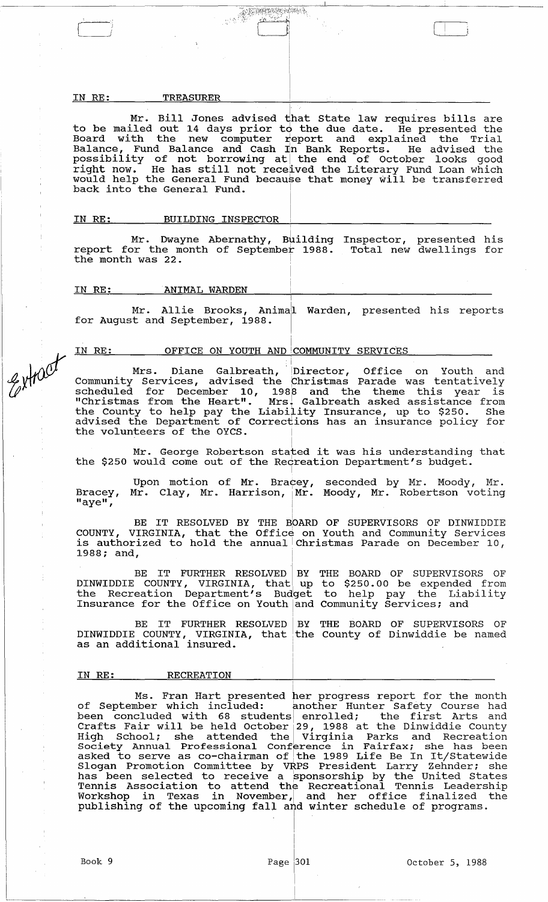IN RE: TREASURER

Mr. Bill Jones advised that State law requires bills are to be mailed out 14 days prior to the due date. He presented the Board with the new computer report and explained the Trial Balance, Fund Balance and Cash In Bank Reports. He advised the possibility of not borrowing at the end of October looks good right now. He has still not received the Literary Fund Loan which would help the General Fund because that money will be transferred back into the General Fund.

IN RE: BUILDING INSPECTOR

Mr. Dwayne Abernathy, Building Inspector, presented his report for the month of September 1988. Total new dwellings for the month was 22.

IN RE: ANIMAL WARDEN

Mr. Allie Brooks, Animal Warden, presented his reports for August and September, 1988.

IN RE: OFFICE ON YOUTH AND COMMUNITY SERVICES

Extract

Mrs. Diane Galbreath, Director, Office on Youth and Community Services, advised the Christmas Parade was tentatively scheduled for December 10, 1988 and the theme this year is "Christmas from the Heart". Mrs. Galbreath asked assistance from the County to help pay the Liability Insurance, up to $250. She advised the Department of Corrections has an insurance policy for the volunteers of the OYCS.

Mr. George Robertson stated it was his understanding that the $250 would come out of the Recreation Department's budget.

Upon motion of Mr. Bracey, seconded by Mr. Moody, Mr. Bracey, Mr. Clay, Mr. Harrison, Mr. Moody, Mr. Robertson voting "aye",

BE IT RESOLVED BY THE BOARD OF SUPERVISORS OF DINWIDDIE COUNTY, VIRGINIA, that the Office on Youth and Community Services is authorized to hold the annual Christmas Parade on December 10, 1988; and,

BE IT FURTHER RESOLVED BY THE BOARD OF SUPERVISORS OF DINWIDDIE COUNTY, VIRGINIA, that up to $250.00 be expended from the Recreation Department's Budget to help pay the Liability Insurance for the Office on Youth and Community Services; and

BE IT FURTHER RESOLVED BY THE BOARD OF SUPERVISORS OF DINWIDDIE COUNTY, VIRGINIA, that the County of Dinwiddie be named as an additional insured.

IN RE: RECREATION

Ms. Fran Hart presented her progress report for the month of September which included: another Hunter Safety Course had been concluded with 68 students enrolled; the first Arts and Crafts Fair will be held October 29, 1988 at the Dinwiddie County High School; she attended the Virginia Parks and Recreation Society Annual Professional Conference in Fairfax; she has been asked to serve as co-chairman of the 1989 Life Be In It/Statewide Slogan Promotion Committee by VRPS President Larry Zehnder; she has been selected to receive a sponsorship by the United States Tennis Association to attend the Recreational Tennis Leadership Workshop in Texas in November, and her office finalized the publishing of the upcoming fall and winter schedule of programs.

Book 9 Page 301 October 5, 1988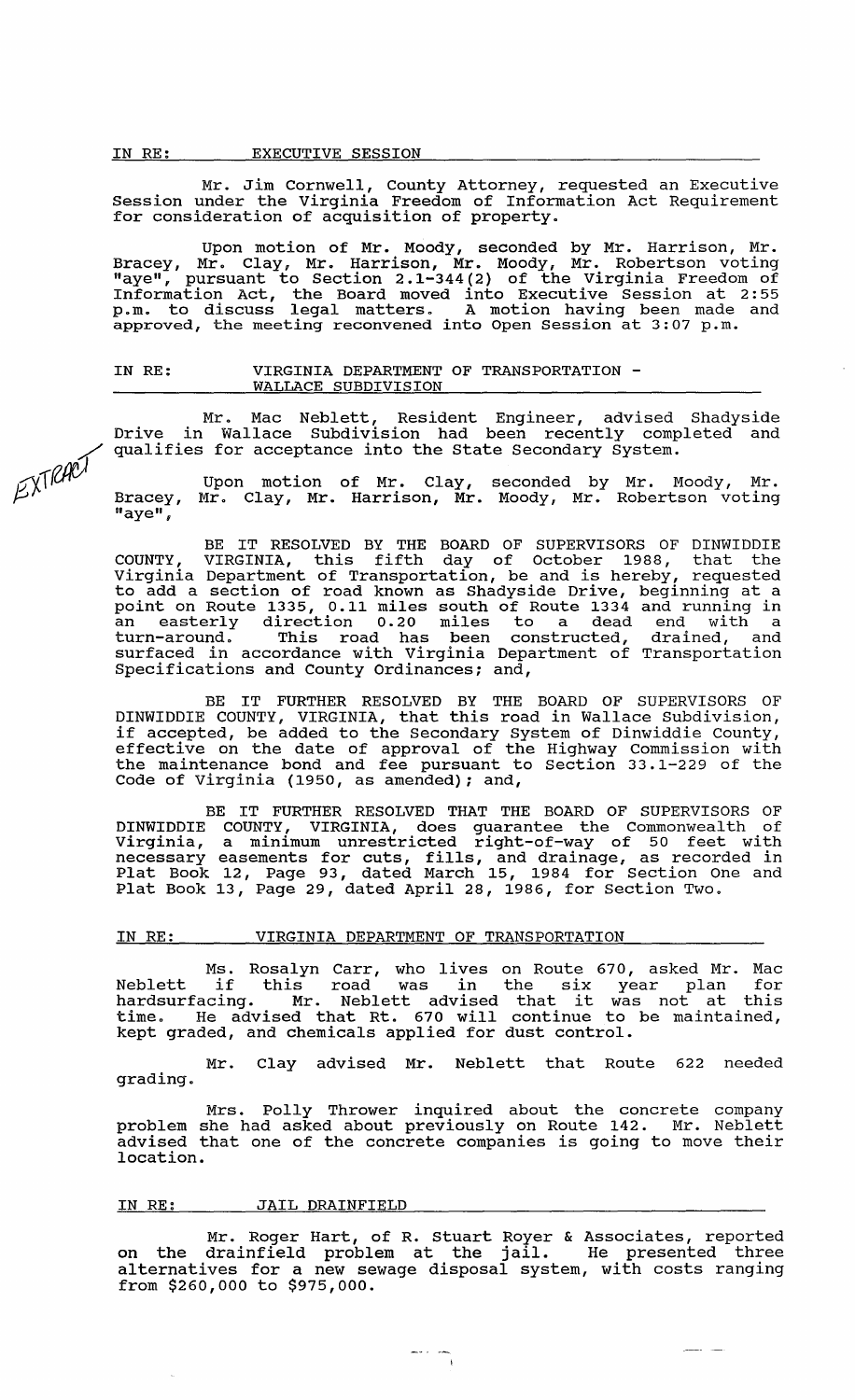IN RE: EXECUTIVE SESSION

Mr. Jim Cornwell, County Attorney, requested an Executive Session under the Virginia Freedom of Information Act Requirement for consideration of acquisition of property.

Upon motion of Mr. Moody, seconded by Mr. Harrison, Mr. Bracey, Mr. Clay, Mr. Harrison, Mr. Moody, Mr. Robertson voting "aye", pursuant to Section 2.1-344(2) of the Virginia Freedom of Information Act, the Board moved into Executive Session at 2:55 p.m. to discuss legal matters. A motion having been made and approved, the meeting reconvened into Open Session at 3:07 p.m.

IN RE: VIRGINIA DEPARTMENT OF TRANSPORTATION - WALLACE SUBDIVISION

Mr. Mac Neblett, Resident Engineer, advised Shadyside Drive in Wallace Subdivision had been recently completed and qualifies for acceptance into the State Secondary System.

EXTRACT

Upon motion of Mr. Clay, seconded by Mr. Moody, Mr. Bracey, Mr. Clay, Mr. Harrison, Mr. Moody, Mr. Robertson voting "aye",

BE IT RESOLVED BY THE BOARD OF SUPERVISORS OF DINWIDDIE COUNTY, VIRGINIA, this fifth day of October 1988, that the Virginia Department of Transportation, be and is hereby, requested to add a section of road known as Shadyside Drive, beginning at a point on Route 1335, 0.11 miles south of Route 1334 and running in an easterly direction 0.20 miles to a dead end with a turn-around. This road has been constructed, drained, and surfaced in accordance with Virginia Department of Transportation Specifications and County Ordinances; and,

BE IT FURTHER RESOLVED BY THE BOARD OF SUPERVISORS OF DINWIDDIE COUNTY, VIRGINIA, that this road in Wallace Subdivision, if accepted, be added to the Secondary System of Dinwiddie County, effective on the date of approval of the Highway Commission with the maintenance bond and fee pursuant to Section 33.1-229 of the Code of Virginia (1950, as amended); and,

BE IT FURTHER RESOLVED THAT THE BOARD OF SUPERVISORS OF DINWIDDIE COUNTY, VIRGINIA, does guarantee the Commonwealth of Virginia, a minimum unrestricted right-of-way of 50 feet with necessary easements for cuts, fills, and drainage, as recorded in Plat Book 12, Page 93, dated March 15, 1984 for Section One and Plat Book 13, Page 29, dated April 28, 1986, for Section Two.

IN RE: VIRGINIA DEPARTMENT OF TRANSPORTATION

Ms. Rosalyn Carr, who lives on Route 670, asked Mr. Mac Neblett if this road was in the six year plan for hardsurfacing. Mr. Neblett advised that it was not at this time. He advised that Rt. 670 will continue to be maintained, kept graded, and chemicals applied for dust control.

Mr. Clay advised Mr. Neblett that Route 622 needed grading.

Mrs. Polly Thrower inquired about the concrete company problem she had asked about previously on Route 142. Mr. Neblett advised that one of the concrete companies is going to move their location.

IN RE: JAIL DRAINFIELD

Mr. Roger Hart, of R. Stuart Royer & Associates, reported on the drainfield problem at the jail. He presented three alternatives for a new sewage disposal system, with costs ranging from $260,000 to $975,000.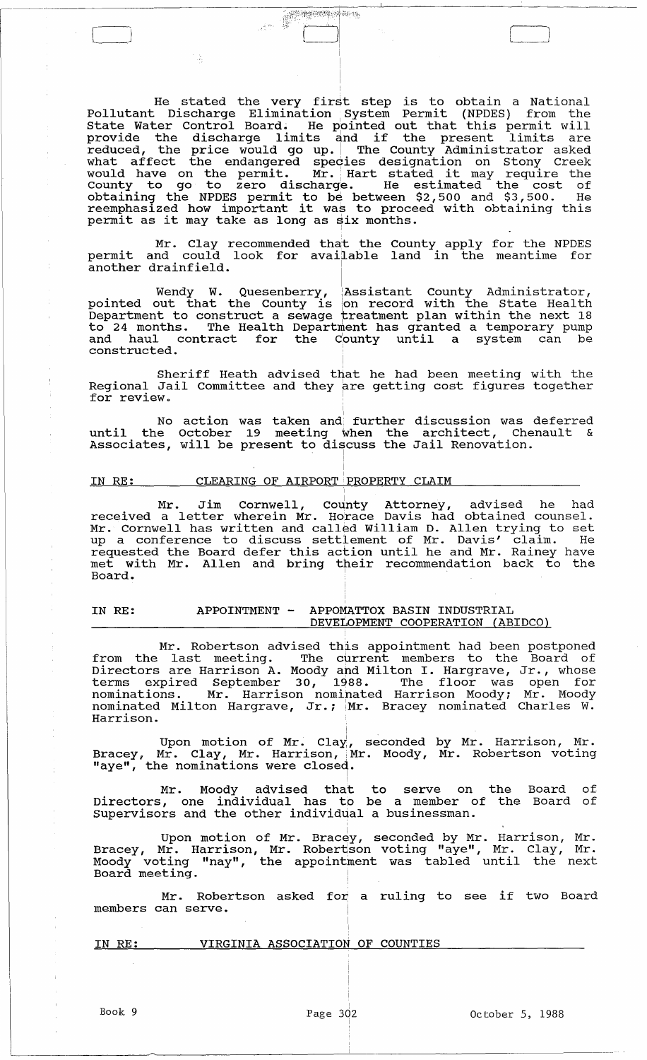He stated the very first step is to obtain a National Pollutant Discharge Elimination System Permit (NPDES) from the State Water Control Board. He pointed out that this permit will provide the discharge limits and if the present limits are reduced, the price would go up. The County Administrator asked what affect the endangered species designation on Stony Creek would have on the permit. Mr. Hart stated it may require the County to go to zero discharge. He estimated the cost of obtaining the NPDES permit to be between $2,500 and $3,500. He reemphasized how important it was to proceed with obtaining this permit as it may take as long as six months.

Mr. Clay recommended that the County apply for the NPDES permit and could look for available land in the meantime for another drainfield.

Wendy W. Quesenberry, Assistant County Administrator, pointed out that the County is on record with the State Health Department to construct a sewage treatment plan within the next 18 to 24 months. The Health Department has granted a temporary pump and haul contract for the County until a system can be constructed.

Sheriff Heath advised that he had been meeting with the Regional Jail Committee and they are getting cost figures together for review.

No action was taken and further discussion was deferred until the October 19 meeting when the architect, Chenault & Associates, will be present to discuss the Jail Renovation.

IN RE: CLEARING OF AIRPORT PROPERTY CLAIM

Mr. Jim Cornwell, County Attorney, advised he had received a letter wherein Mr. Horace Davis had obtained counsel. Mr. Cornwell has written and called William D. Allen trying to set up a conference to discuss settlement of Mr. Davis' claim. He requested the Board defer this action until he and Mr. Rainey have met with Mr. Allen and bring their recommendation back to the Board.

IN RE: APPOINTMENT - APPOMATTOX BASIN INDUSTRIAL DEVELOPMENT COOPERATION (ABIDCO)

Mr. Robertson advised this appointment had been postponed from the last meeting. The current members to the Board of Directors are Harrison A. Moody and Milton I. Hargrave, Jr., whose terms expired September 30, 1988. The floor was open for nominations. Mr. Harrison nominated Harrison Moody; Mr. Moody nominated Milton Hargrave, Jr.; Mr. Bracey nominated Charles W. Harrison.

Upon motion of Mr. Clay, seconded by Mr. Harrison, Mr. Bracey, Mr. Clay, Mr. Harrison, Mr. Moody, Mr. Robertson voting "aye", the nominations were closed.

Mr. Moody advised that to serve on the Board of Directors, one individual has to be a member of the Board of Supervisors and the other individual a businessman.

Upon motion of Mr. Bracey, seconded by Mr. Harrison, Mr. Bracey, Mr. Harrison, Mr. Robertson voting "aye", Mr. Clay, Mr. Moody voting "nay", the appointment was tabled until the next Board meeting.

Mr. Robertson asked for a ruling to see if two Board members can serve.

IN RE: VIRGINIA ASSOCIATION OF COUNTIES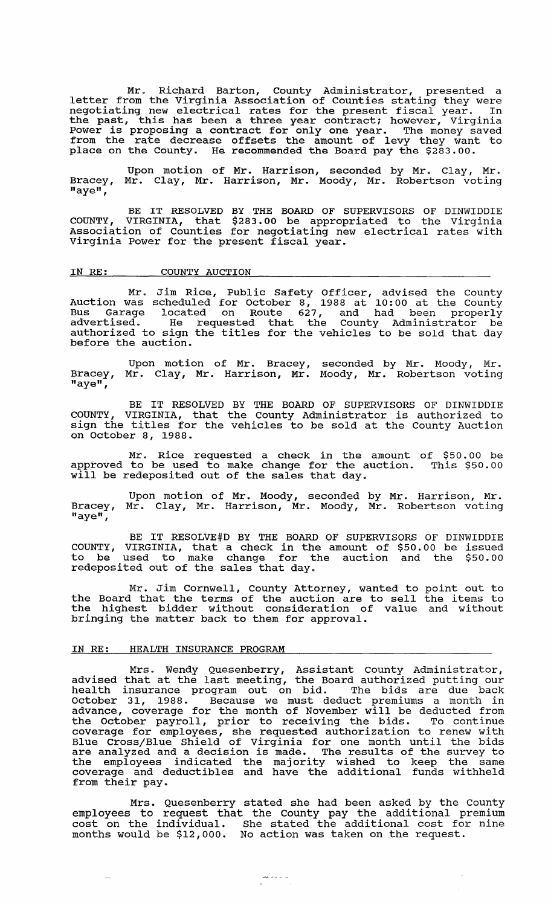Mr. Richard Barton, County Administrator, presented a letter from the Virginia Association of Counties stating they were negotiating new electrical rates for the present fiscal year. In the past, this has been a three year contract; however, Virginia Power is proposing a contract for only one year. The money saved from the rate decrease offsets the amount of levy they want to place on the County. He recommended the Board pay the $283.00.

Upon motion of Mr. Harrison, seconded by Mr. Clay, Mr. Bracey, Mr. Clay, Mr. Harrison, Mr. Moody, Mr. Robertson voting "aye",

BE IT RESOLVED BY THE BOARD OF SUPERVISORS OF DINWIDDIE COUNTY, VIRGINIA, that $283.00 be appropriated to the Virginia Association of Counties for negotiating new electrical rates with Virginia Power for the present fiscal year.

IN RE: COUNTY AUCTION

Mr. Jim Rice, Public Safety Officer, advised the County Auction was scheduled for October 8, 1988 at 10:00 at the County Bus Garage located on Route 627, and had been properly advertised. He requested that the County Administrator be authorized to sign the titles for the vehicles to be sold that day before the auction.

Upon motion of Mr. Bracey, seconded by Mr. Moody, Mr. Bracey, Mr. Clay, Mr. Harrison, Mr. Moody, Mr. Robertson voting "aye",

BE IT RESOLVED BY THE BOARD OF SUPERVISORS OF DINWIDDIE COUNTY, VIRGINIA, that the County Administrator is authorized to sign the titles for the vehicles to be sold at the County Auction on October 8, 1988.

Mr. Rice requested a check in the amount of $50.00 be approved to be used to make change for the auction. This $50.00 will be redeposited out of the sales that day.

Upon motion of Mr. Moody, seconded by Mr. Harrison, Mr. Bracey, Mr. Clay, Mr. Harrison, Mr. Moody, Mr. Robertson voting "aye",

BE IT RESOLVE#D BY THE BOARD OF SUPERVISORS OF DINWIDDIE COUNTY, VIRGINIA, that a check in the amount of $50.00 be issued to be used to make change for the auction and the $50.00 redeposited out of the sales that day.

Mr. Jim Cornwell, County Attorney, wanted to point out to the Board that the terms of the auction are to sell the items to the highest bidder without consideration of value and without bringing the matter back to them for approval.

IN RE: HEALTH INSURANCE PROGRAM

Mrs. Wendy Quesenberry, Assistant County Administrator, advised that at the last meeting, the Board authorized putting our health insurance program out on bid. The bids are due back October 31, 1988. Because we must deduct premiums a month in advance, coverage for the month of November will be deducted from the October payroll, prior to receiving the bids. To continue coverage for employees, she requested authorization to renew with Blue Cross/Blue Shield of Virginia for one month until the bids are analyzed and a decision is made. The results of the survey to the employees indicated the majority wished to keep the same coverage and deductibles and have the additional funds withheld from their pay.

Mrs. Quesenberry stated she had been asked by the County employees to request that the County pay the additional premium cost on the individual. She stated the additional cost for nine months would be $12,000. No action was taken on the request.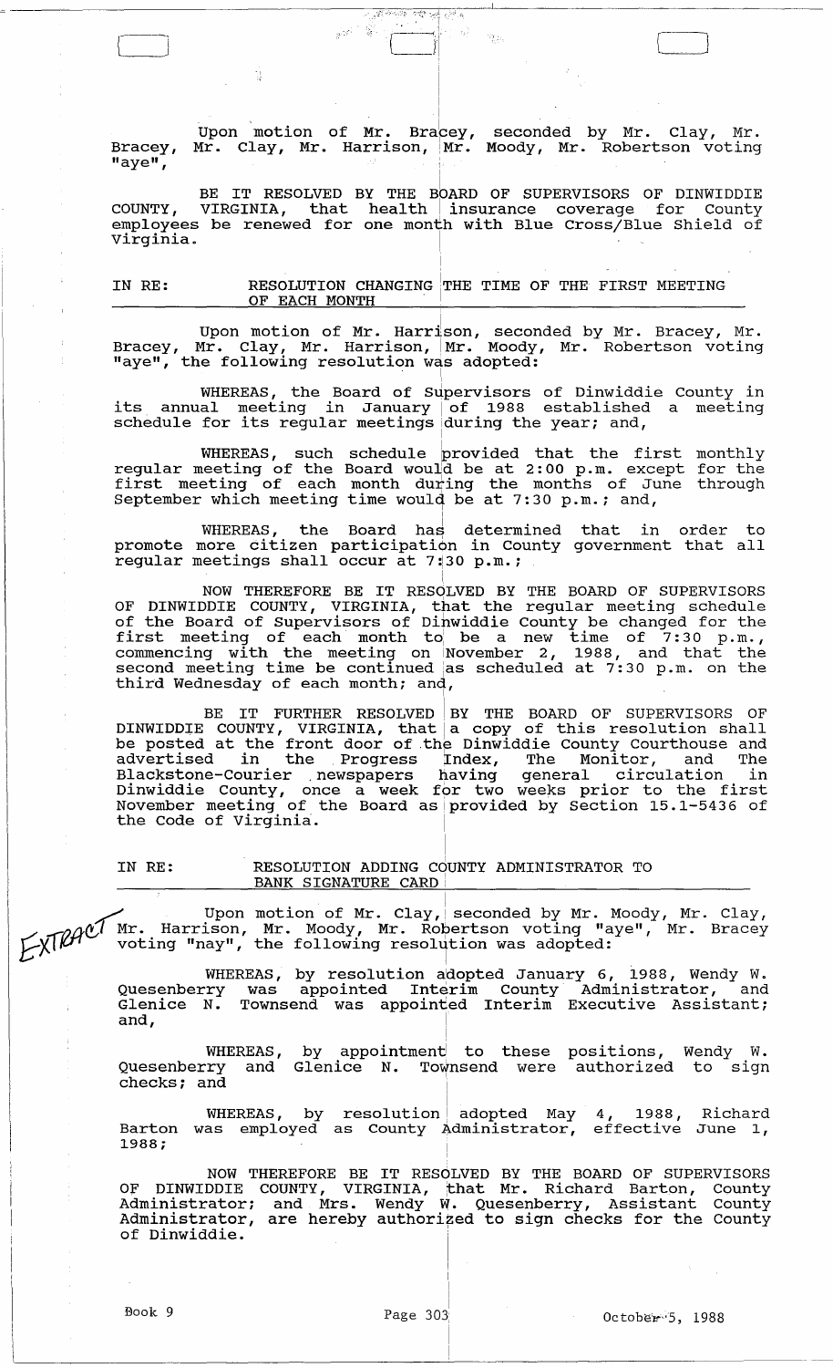Upon motion of Mr. Bracey, seconded by Mr. Clay, Mr. Bracey, Mr. Clay, Mr. Harrison, Mr. Moody, Mr. Robertson voting "aye",

BE IT RESOLVED BY THE BOARD OF SUPERVISORS OF DINWIDDIE COUNTY, VIRGINIA, that health insurance coverage for County employees be renewed for one month with Blue Cross/Blue Shield of Virginia.

IN RE: RESOLUTION CHANGING THE TIME OF THE FIRST MEETING OF EACH MONTH

Upon motion of Mr. Harrison, seconded by Mr. Bracey, Mr. Bracey, Mr. Clay, Mr. Harrison, Mr. Moody, Mr. Robertson voting "aye", the following resolution was adopted:

WHEREAS, the Board of Supervisors of Dinwiddie County in its annual meeting in January of 1988 established a meeting schedule for its regular meetings during the year; and,

WHEREAS, such schedule provided that the first monthly regular meeting of the Board would be at 2:00 p.m. except for the first meeting of each month during the months of June through September which meeting time would be at 7:30 p.m.; and,

WHEREAS, the Board has determined that in order to promote more citizen participation in County government that all regular meetings shall occur at 7:30 p.m.;

NOW THEREFORE BE IT RESOLVED BY THE BOARD OF SUPERVISORS OF DINWIDDIE COUNTY, VIRGINIA, that the regular meeting schedule of the Board of Supervisors of Dinwiddie County be changed for the first meeting of each month to be a new time of 7:30 p.m., commencing with the meeting on November 2, 1988, and that the second meeting time be continued as scheduled at 7:30 p.m. on the third Wednesday of each month; and,

BE IT FURTHER RESOLVED BY THE BOARD OF SUPERVISORS OF DINWIDDIE COUNTY, VIRGINIA, that a copy of this resolution shall be posted at the front door of the Dinwiddie County Courthouse and advertised in the Progress Index, The Monitor, and The Blackstone-Courier newspapers having general circulation in Dinwiddie County, once a week for two weeks prior to the first November meeting of the Board as provided by Section 15.1-5436 of the Code of Virginia.

IN RE: RESOLUTION ADDING COUNTY ADMINISTRATOR TO BANK SIGNATURE CARD

EXTRACT

Upon motion of Mr. Clay, seconded by Mr. Moody, Mr. Clay, Mr. Harrison, Mr. Moody, Mr. Robertson voting "aye", Mr. Bracey voting "nay", the following resolution was adopted:

WHEREAS, by resolution adopted January 6, 1988, Wendy W. Quesenberry was appointed Interim County Administrator, and Glenice N. Townsend was appointed Interim Executive Assistant; and,

WHEREAS, by appointment to these positions, Wendy W. Quesenberry and Glenice N. Townsend were authorized to sign checks; and

WHEREAS, by resolution adopted May 4, 1988, Richard Barton was employed as County Administrator, effective June 1, 1988;

NOW THEREFORE BE IT RESOLVED BY THE BOARD OF SUPERVISORS OF DINWIDDIE COUNTY, VIRGINIA, that Mr. Richard Barton, County Administrator; and Mrs. Wendy W. Quesenberry, Assistant County Administrator, are hereby authorized to sign checks for the County of Dinwiddie.

Book 9 Page 303 October 5, 1988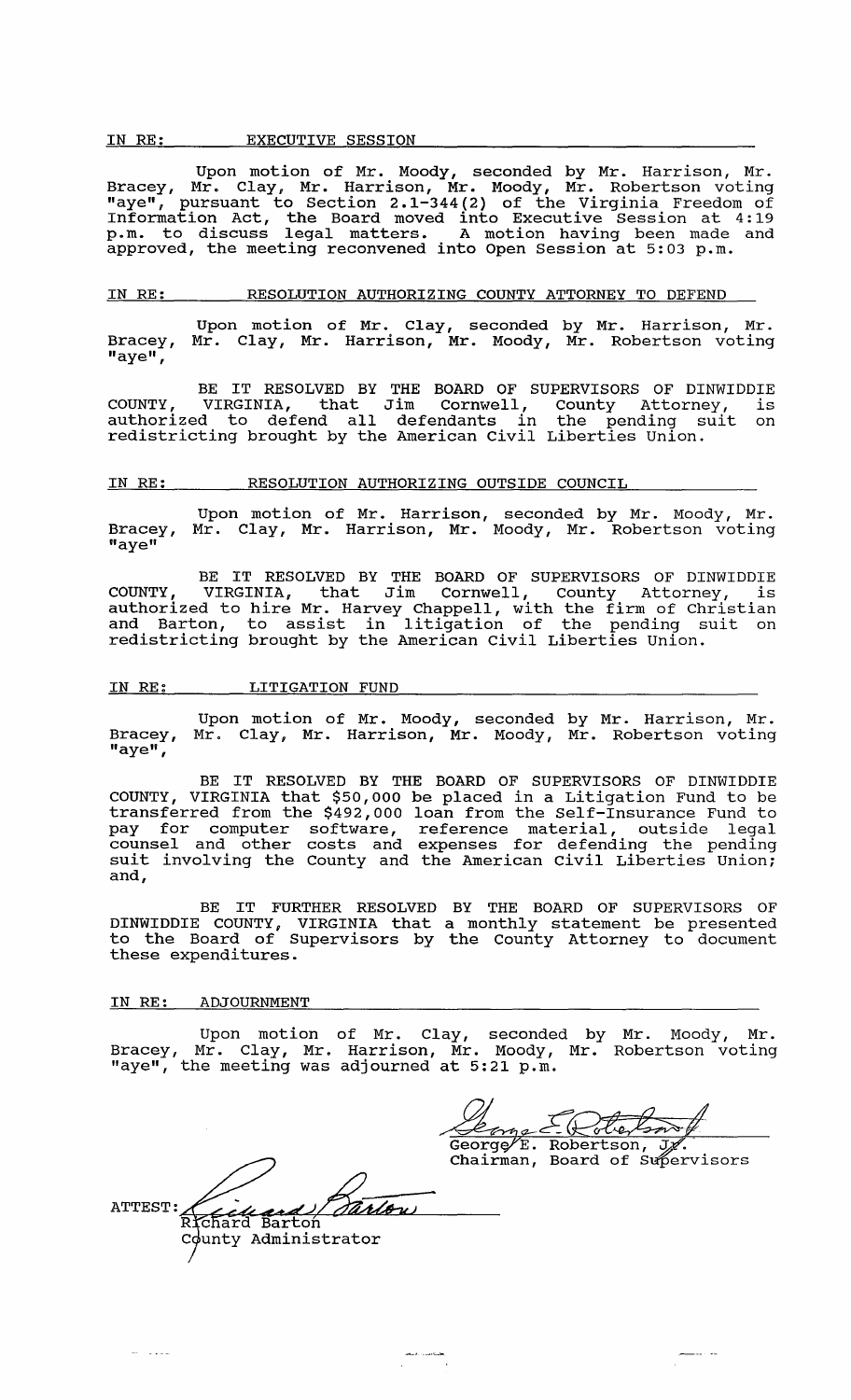IN RE: EXECUTIVE SESSION

Upon motion of Mr. Moody, seconded by Mr. Harrison, Mr. Bracey, Mr. Clay, Mr. Harrison, Mr. Moody, Mr. Robertson voting "aye", pursuant to Section 2.1-344(2) of the Virginia Freedom of Information Act, the Board moved into Executive Session at 4:19 p.m. to discuss legal matters. A motion having been made and approved, the meeting reconvened into Open Session at 5:03 p.m.

IN RE: RESOLUTION AUTHORIZING COUNTY ATTORNEY TO DEFEND

Upon motion of Mr. Clay, seconded by Mr. Harrison, Mr. Bracey, Mr. Clay, Mr. Harrison, Mr. Moody, Mr. Robertson voting "aye",

BE IT RESOLVED BY THE BOARD OF SUPERVISORS OF DINWIDDIE COUNTY, VIRGINIA, that Jim Cornwell, County Attorney, is authorized to defend all defendants in the pending suit on redistricting brought by the American Civil Liberties Union.

IN RE: RESOLUTION AUTHORIZING OUTSIDE COUNCIL

Upon motion of Mr. Harrison, seconded by Mr. Moody, Mr. Bracey, Mr. Clay, Mr. Harrison, Mr. Moody, Mr. Robertson voting "aye"

BE IT RESOLVED BY THE BOARD OF SUPERVISORS OF DINWIDDIE COUNTY, VIRGINIA, that Jim Cornwell, County Attorney, is authorized to hire Mr. Harvey Chappell, with the firm of Christian and Barton, to assist in litigation of the pending suit on redistricting brought by the American Civil Liberties Union.

IN RE: LITIGATION FUND

Upon motion of Mr. Moody, seconded by Mr. Harrison, Mr. Bracey, Mr. Clay, Mr. Harrison, Mr. Moody, Mr. Robertson voting "aye",

BE IT RESOLVED BY THE BOARD OF SUPERVISORS OF DINWIDDIE COUNTY, VIRGINIA that $50,000 be placed in a Litigation Fund to be transferred from the $492,000 loan from the Self-Insurance Fund to pay for computer software, reference material, outside legal counsel and other costs and expenses for defending the pending suit involving the County and the American Civil Liberties Union; and,

BE IT FURTHER RESOLVED BY THE BOARD OF SUPERVISORS OF DINWIDDIE COUNTY, VIRGINIA that a monthly statement be presented to the Board of Supervisors by the County Attorney to document these expenditures.

IN RE: ADJOURNMENT

Upon motion of Mr. Clay, seconded by Mr. Moody, Mr. Bracey, Mr. Clay, Mr. Harrison, Mr. Moody, Mr. Robertson voting "aye", the meeting was adjourned at 5:21 p.m.

George E. Robertson, Jr.
Chairman, Board of Supervisors

ATTEST: Richard Barton
County Administrator